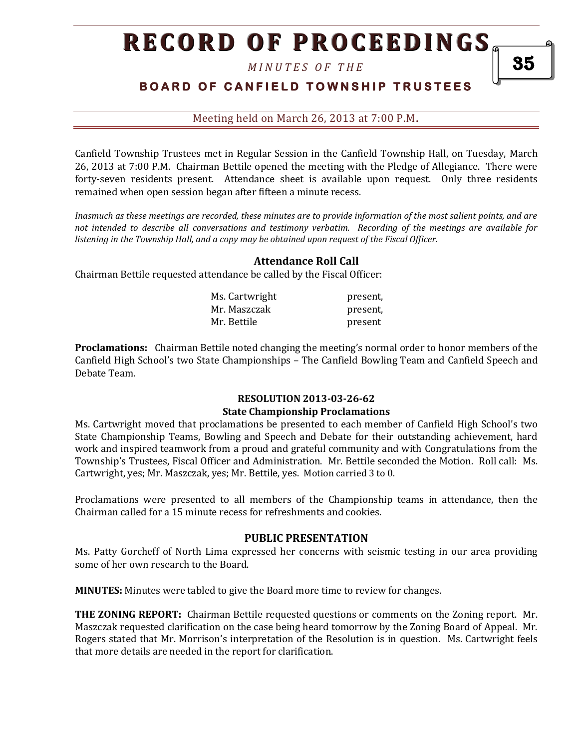# RECORD OF PROCEEDINGS

*MINUTES OF THE*

**BOARD OF CANFIELD TOWNSHIP TRUSTEES**

Meeting held on March 26, 2013 at 7:00 P.M.

Canfield Township Trustees met in Regular Session in the Canfield Township Hall, on Tuesday, March 26, 2013 at 7:00 P.M. Chairman Bettile opened the meeting with the Pledge of Allegiance. There were forty-seven residents present. Attendance sheet is available upon request. Only three residents remained when open session began after fifteen a minute recess.

*Inasmuch as these meetings are recorded, these minutes are to provide information of the most salient points, and are not intended to describe all conversations and testimony verbatim. Recording of the meetings are available for listening in the Township Hall, and a copy may be obtained upon request of the Fiscal Officer.*

### Attendance Roll Call

Chairman Bettile requested attendance be called by the Fiscal Officer:

| | |
|---|---|
| Ms. Cartwright | present, |
| Mr. Maszczak | present, |
| Mr. Bettile | present |

**Proclamations:** Chairman Bettile noted changing the meeting's normal order to honor members of the Canfield High School's two State Championships – The Canfield Bowling Team and Canfield Speech and Debate Team.

### RESOLUTION 2013-03-26-62
### State Championship Proclamations

Ms. Cartwright moved that proclamations be presented to each member of Canfield High School's two State Championship Teams, Bowling and Speech and Debate for their outstanding achievement, hard work and inspired teamwork from a proud and grateful community and with Congratulations from the Township's Trustees, Fiscal Officer and Administration. Mr. Bettile seconded the Motion. Roll call: Ms. Cartwright, yes; Mr. Maszczak, yes; Mr. Bettile, yes. Motion carried 3 to 0.

Proclamations were presented to all members of the Championship teams in attendance, then the Chairman called for a 15 minute recess for refreshments and cookies.

### PUBLIC PRESENTATION

Ms. Patty Gorcheff of North Lima expressed her concerns with seismic testing in our area providing some of her own research to the Board.

**MINUTES:** Minutes were tabled to give the Board more time to review for changes.

**THE ZONING REPORT:** Chairman Bettile requested questions or comments on the Zoning report. Mr. Maszczak requested clarification on the case being heard tomorrow by the Zoning Board of Appeal. Mr. Rogers stated that Mr. Morrison's interpretation of the Resolution is in question. Ms. Cartwright feels that more details are needed in the report for clarification.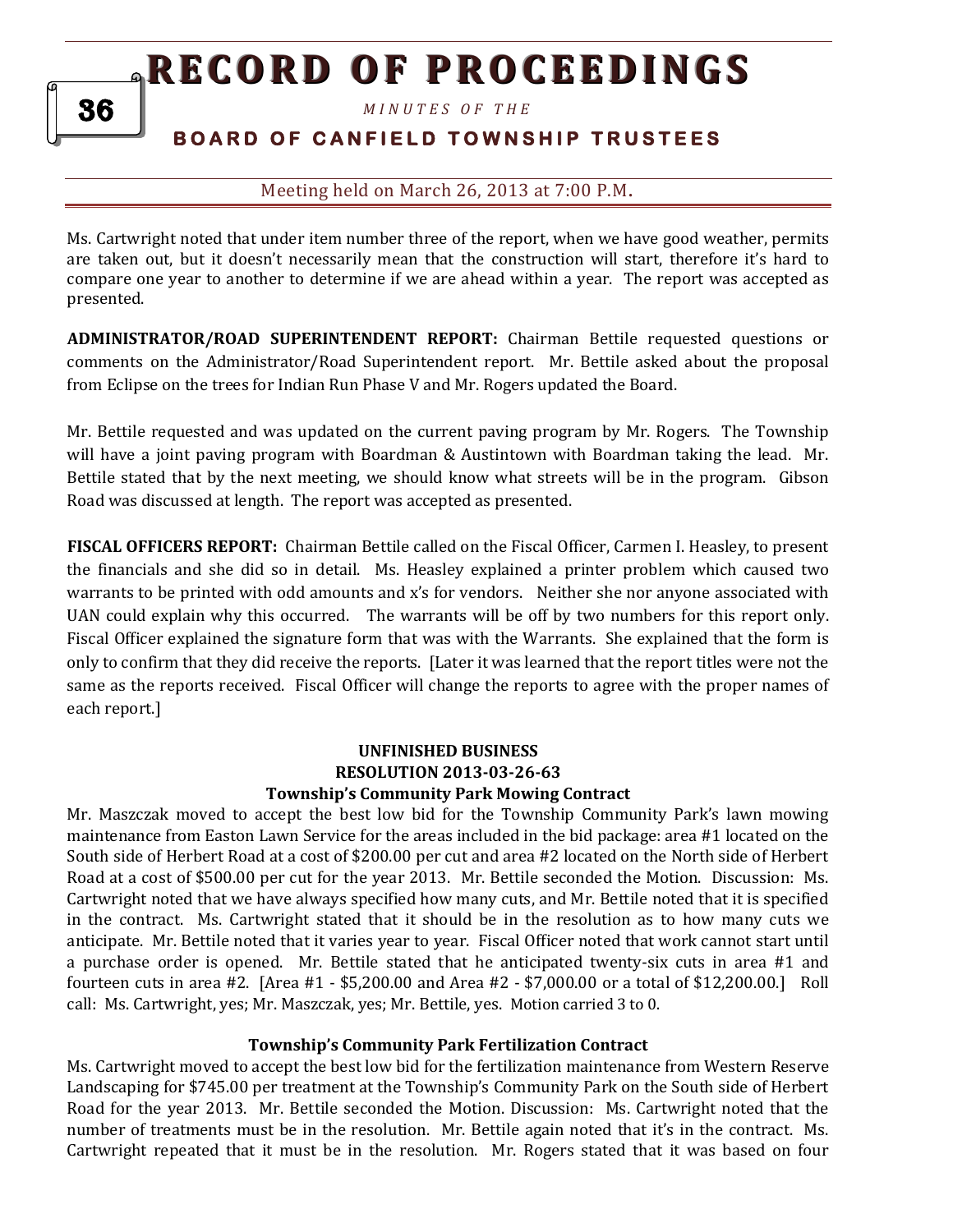Ms. Cartwright noted that under item number three of the report, when we have good weather, permits are taken out, but it doesn't necessarily mean that the construction will start, therefore it's hard to compare one year to another to determine if we are ahead within a year. The report was accepted as presented.

**ADMINISTRATOR/ROAD SUPERINTENDENT REPORT:** Chairman Bettile requested questions or comments on the Administrator/Road Superintendent report. Mr. Bettile asked about the proposal from Eclipse on the trees for Indian Run Phase V and Mr. Rogers updated the Board.

Mr. Bettile requested and was updated on the current paving program by Mr. Rogers. The Township will have a joint paving program with Boardman & Austintown with Boardman taking the lead. Mr. Bettile stated that by the next meeting, we should know what streets will be in the program. Gibson Road was discussed at length. The report was accepted as presented.

**FISCAL OFFICERS REPORT:** Chairman Bettile called on the Fiscal Officer, Carmen I. Heasley, to present the financials and she did so in detail. Ms. Heasley explained a printer problem which caused two warrants to be printed with odd amounts and x's for vendors. Neither she nor anyone associated with UAN could explain why this occurred. The warrants will be off by two numbers for this report only. Fiscal Officer explained the signature form that was with the Warrants. She explained that the form is only to confirm that they did receive the reports. [Later it was learned that the report titles were not the same as the reports received. Fiscal Officer will change the reports to agree with the proper names of each report.]

## UNFINISHED BUSINESS
## RESOLUTION 2013-03-26-63
### Township's Community Park Mowing Contract

Mr. Maszczak moved to accept the best low bid for the Township Community Park's lawn mowing maintenance from Easton Lawn Service for the areas included in the bid package: area #1 located on the South side of Herbert Road at a cost of $200.00 per cut and area #2 located on the North side of Herbert Road at a cost of $500.00 per cut for the year 2013. Mr. Bettile seconded the Motion. Discussion: Ms. Cartwright noted that we have always specified how many cuts, and Mr. Bettile noted that it is specified in the contract. Ms. Cartwright stated that it should be in the resolution as to how many cuts we anticipate. Mr. Bettile noted that it varies year to year. Fiscal Officer noted that work cannot start until a purchase order is opened. Mr. Bettile stated that he anticipated twenty-six cuts in area #1 and fourteen cuts in area #2. [Area #1 - $5,200.00 and Area #2 - $7,000.00 or a total of $12,200.00.] Roll call: Ms. Cartwright, yes; Mr. Maszczak, yes; Mr. Bettile, yes. Motion carried 3 to 0.

### Township's Community Park Fertilization Contract

Ms. Cartwright moved to accept the best low bid for the fertilization maintenance from Western Reserve Landscaping for $745.00 per treatment at the Township's Community Park on the South side of Herbert Road for the year 2013. Mr. Bettile seconded the Motion. Discussion: Ms. Cartwright noted that the number of treatments must be in the resolution. Mr. Bettile again noted that it's in the contract. Ms. Cartwright repeated that it must be in the resolution. Mr. Rogers stated that it was based on four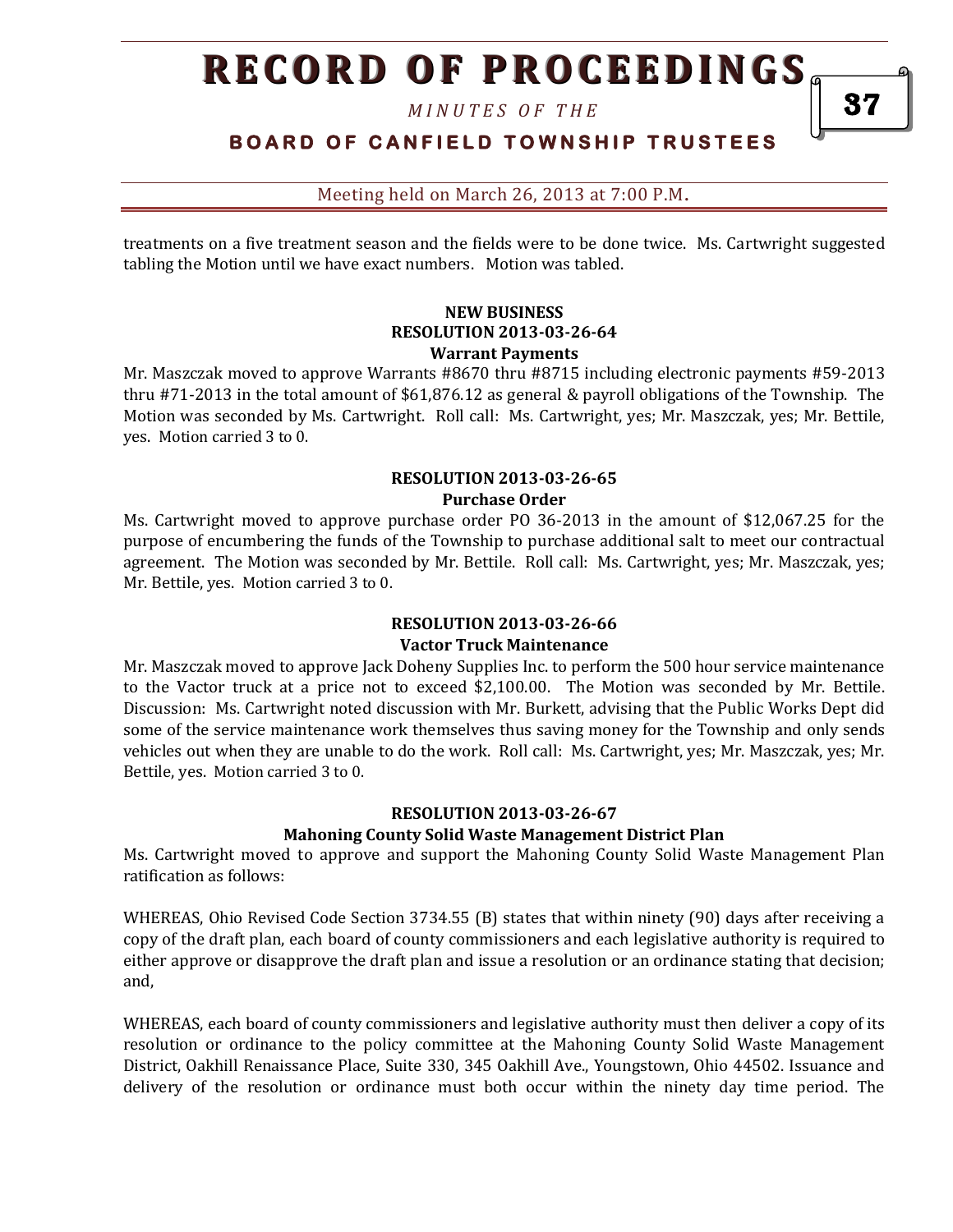treatments on a five treatment season and the fields were to be done twice. Ms. Cartwright suggested tabling the Motion until we have exact numbers. Motion was tabled.

**NEW BUSINESS**
**RESOLUTION 2013-03-26-64**
**Warrant Payments**

Mr. Maszczak moved to approve Warrants #8670 thru #8715 including electronic payments #59-2013 thru #71-2013 in the total amount of $61,876.12 as general & payroll obligations of the Township. The Motion was seconded by Ms. Cartwright. Roll call: Ms. Cartwright, yes; Mr. Maszczak, yes; Mr. Bettile, yes. Motion carried 3 to 0.

**RESOLUTION 2013-03-26-65**
**Purchase Order**

Ms. Cartwright moved to approve purchase order PO 36-2013 in the amount of $12,067.25 for the purpose of encumbering the funds of the Township to purchase additional salt to meet our contractual agreement. The Motion was seconded by Mr. Bettile. Roll call: Ms. Cartwright, yes; Mr. Maszczak, yes; Mr. Bettile, yes. Motion carried 3 to 0.

**RESOLUTION 2013-03-26-66**
**Vactor Truck Maintenance**

Mr. Maszczak moved to approve Jack Doheny Supplies Inc. to perform the 500 hour service maintenance to the Vactor truck at a price not to exceed $2,100.00. The Motion was seconded by Mr. Bettile. Discussion: Ms. Cartwright noted discussion with Mr. Burkett, advising that the Public Works Dept did some of the service maintenance work themselves thus saving money for the Township and only sends vehicles out when they are unable to do the work. Roll call: Ms. Cartwright, yes; Mr. Maszczak, yes; Mr. Bettile, yes. Motion carried 3 to 0.

**RESOLUTION 2013-03-26-67**
**Mahoning County Solid Waste Management District Plan**

Ms. Cartwright moved to approve and support the Mahoning County Solid Waste Management Plan ratification as follows:

WHEREAS, Ohio Revised Code Section 3734.55 (B) states that within ninety (90) days after receiving a copy of the draft plan, each board of county commissioners and each legislative authority is required to either approve or disapprove the draft plan and issue a resolution or an ordinance stating that decision; and,

WHEREAS, each board of county commissioners and legislative authority must then deliver a copy of its resolution or ordinance to the policy committee at the Mahoning County Solid Waste Management District, Oakhill Renaissance Place, Suite 330, 345 Oakhill Ave., Youngstown, Ohio 44502. Issuance and delivery of the resolution or ordinance must both occur within the ninety day time period. The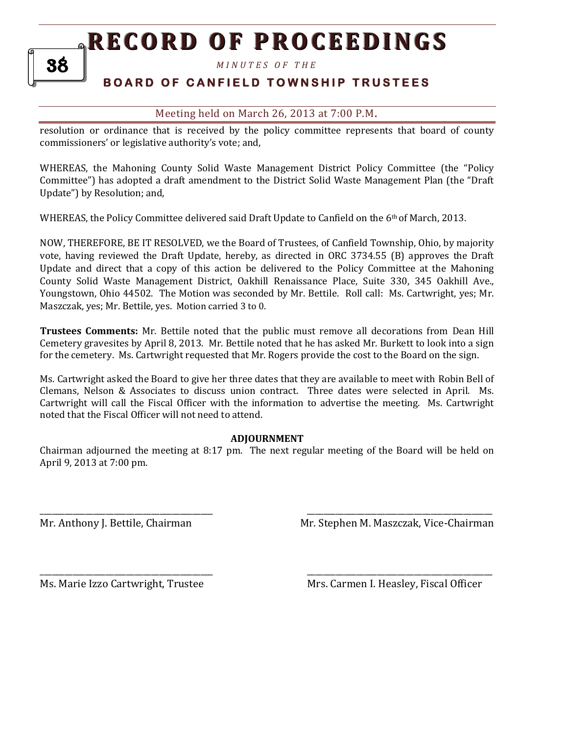resolution or ordinance that is received by the policy committee represents that board of county commissioners' or legislative authority's vote; and,

WHEREAS, the Mahoning County Solid Waste Management District Policy Committee (the "Policy Committee") has adopted a draft amendment to the District Solid Waste Management Plan (the "Draft Update") by Resolution; and,

WHEREAS, the Policy Committee delivered said Draft Update to Canfield on the 6th of March, 2013.

NOW, THEREFORE, BE IT RESOLVED, we the Board of Trustees, of Canfield Township, Ohio, by majority vote, having reviewed the Draft Update, hereby, as directed in ORC 3734.55 (B) approves the Draft Update and direct that a copy of this action be delivered to the Policy Committee at the Mahoning County Solid Waste Management District, Oakhill Renaissance Place, Suite 330, 345 Oakhill Ave., Youngstown, Ohio 44502. The Motion was seconded by Mr. Bettile. Roll call: Ms. Cartwright, yes; Mr. Maszczak, yes; Mr. Bettile, yes. Motion carried 3 to 0.

**Trustees Comments:** Mr. Bettile noted that the public must remove all decorations from Dean Hill Cemetery gravesites by April 8, 2013. Mr. Bettile noted that he has asked Mr. Burkett to look into a sign for the cemetery. Ms. Cartwright requested that Mr. Rogers provide the cost to the Board on the sign.

Ms. Cartwright asked the Board to give her three dates that they are available to meet with Robin Bell of Clemans, Nelson & Associates to discuss union contract. Three dates were selected in April. Ms. Cartwright will call the Fiscal Officer with the information to advertise the meeting. Ms. Cartwright noted that the Fiscal Officer will not need to attend.

**ADJOURNMENT**

Chairman adjourned the meeting at 8:17 pm. The next regular meeting of the Board will be held on April 9, 2013 at 7:00 pm.

_______________________________________
Mr. Anthony J. Bettile, Chairman

_______________________________________
Mr. Stephen M. Maszczak, Vice-Chairman

_______________________________________
Ms. Marie Izzo Cartwright, Trustee

_______________________________________
Mrs. Carmen I. Heasley, Fiscal Officer